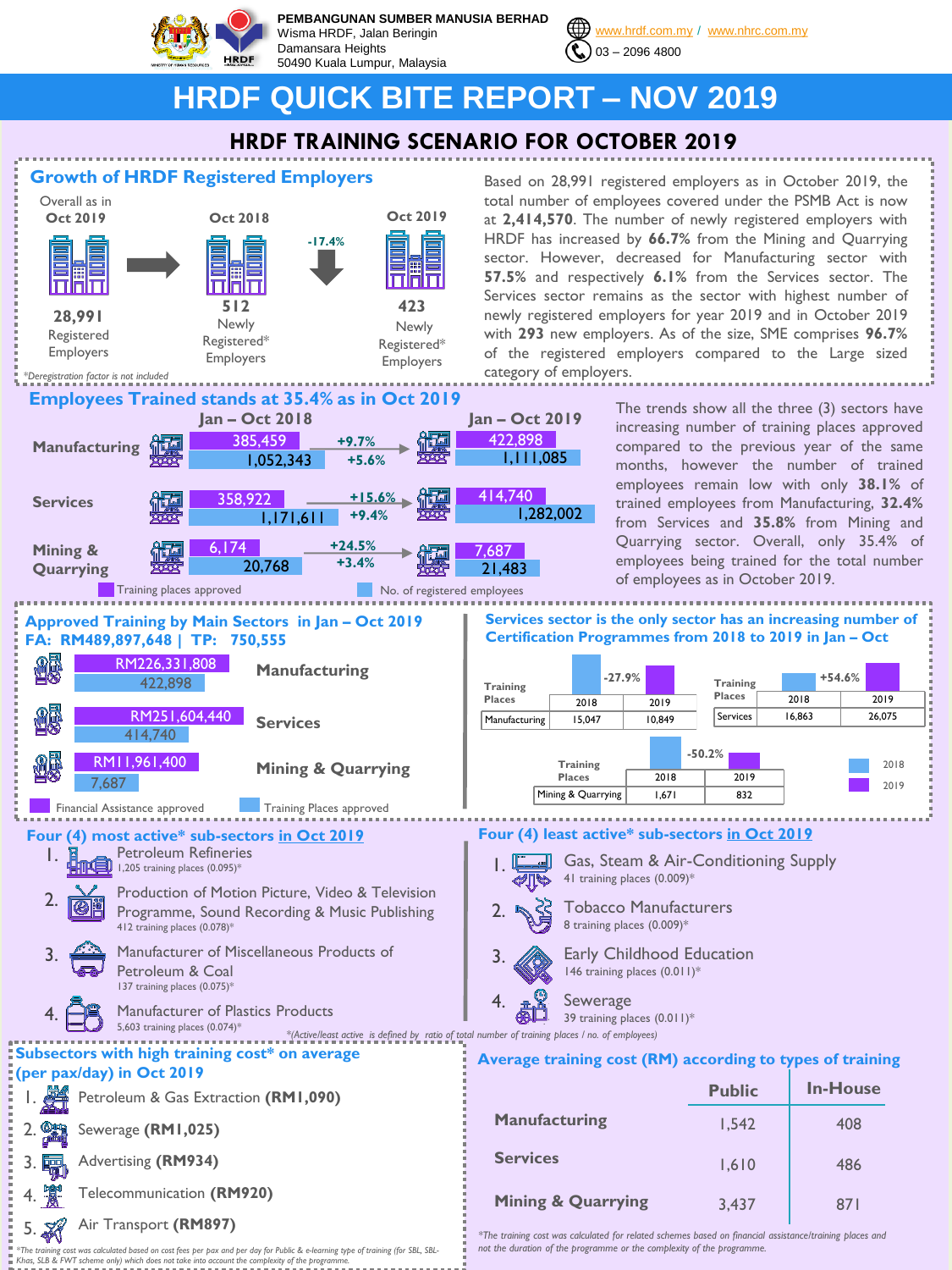PEMBANGUNAN SUMBER MANUSIA BERHAD
Wisma HRDF, Jalan Beringin
Damansara Heights
50490 Kuala Lumpur, Malaysia

www.hrdf.com.my / www.nhrc.com.my
03 – 2096 4800

# HRDF QUICK BITE REPORT – NOV 2019

## HRDF TRAINING SCENARIO FOR OCTOBER 2019

### Growth of HRDF Registered Employers

| Overall as in Oct 2019 | Oct 2018 | Oct 2019 |
|---|---|---|
| 28,991 Registered Employers | 512 Newly Registered* Employers | 423 Newly Registered* Employers |

-17.4%

*Deregistration factor is not included

Based on 28,991 registered employers as in October 2019, the total number of employees covered under the PSMB Act is now at **2,414,570**. The number of newly registered employers with HRDF has increased by **66.7%** from the Mining and Quarrying sector. However, decreased for Manufacturing sector with **57.5%** and respectively **6.1%** from the Services sector. The Services sector remains as the sector with highest number of newly registered employers for year 2019 and in October 2019 with **293** new employers. As of the size, SME comprises **96.7%** of the registered employers compared to the Large sized category of employers.

### Employees Trained stands at 35.4% as in Oct 2019

| Sector | Jan – Oct 2018 | Change | Jan – Oct 2019 |
|---|---|---|---|
| Manufacturing – Training places approved | 385,459 | +9.7% | 422,898 |
| Manufacturing – No. of registered employees | 1,052,343 | +5.6% | 1,111,085 |
| Services – Training places approved | 358,922 | +15.6% | 414,740 |
| Services – No. of registered employees | 1,171,611 | +9.4% | 1,282,002 |
| Mining & Quarrying – Training places approved | 6,174 | +24.5% | 7,687 |
| Mining & Quarrying – No. of registered employees | 20,768 | +3.4% | 21,483 |

The trends show all the three (3) sectors have increasing number of training places approved compared to the previous year of the same months, however the number of trained employees remain low with only **38.1%** of trained employees from Manufacturing, **32.4%** from Services and **35.8%** from Mining and Quarrying sector. Overall, only 35.4% of employees being trained for the total number of employees as in October 2019.

### Approved Training by Main Sectors in Jan – Oct 2019

**FA: RM489,897,648 | TP: 750,555**

| Sector | Financial Assistance approved | Training Places approved |
|---|---|---|
| Manufacturing | RM226,331,808 | 422,898 |
| Services | RM251,604,440 | 414,740 |
| Mining & Quarrying | RM11,961,400 | 7,687 |

### Services sector is the only sector has an increasing number of Certification Programmes from 2018 to 2019 in Jan – Oct

| Training Places | 2018 | 2019 | Change |
|---|---|---|---|
| Manufacturing | 15,047 | 10,849 | -27.9% |
| Services | 16,863 | 26,075 | +54.6% |
| Mining & Quarrying | 1,671 | 832 | -50.2% |

### Four (4) most active* sub-sectors in Oct 2019

1. Petroleum Refineries
   1,205 training places (0.095)*
2. Production of Motion Picture, Video & Television Programme, Sound Recording & Music Publishing
   412 training places (0.078)*
3. Manufacturer of Miscellaneous Products of Petroleum & Coal
   137 training places (0.075)*
4. Manufacturer of Plastics Products
   5,603 training places (0.074)*

### Four (4) least active* sub-sectors in Oct 2019

1. Gas, Steam & Air-Conditioning Supply
   41 training places (0.009)*
2. Tobacco Manufacturers
   8 training places (0.009)*
3. Early Childhood Education
   146 training places (0.011)*
4. Sewerage
   39 training places (0.011)*

*(Active/least active is defined by ratio of total number of training places / no. of employees)

### Subsectors with high training cost* on average (per pax/day) in Oct 2019

1. Petroleum & Gas Extraction **(RM1,090)**
2. Sewerage **(RM1,025)**
3. Advertising **(RM934)**
4. Telecommunication **(RM920)**
5. Air Transport **(RM897)**

*The training cost was calculated based on cost fees per pax and per day for Public & e-learning type of training (for SBL, SBL-Khas, SLB & FWT scheme only) which does not take into account the complexity of the programme.

### Average training cost (RM) according to types of training

| | Public | In-House |
|---|---|---|
| Manufacturing | 1,542 | 408 |
| Services | 1,610 | 486 |
| Mining & Quarrying | 3,437 | 871 |

*The training cost was calculated for related schemes based on financial assistance/training places and not the duration of the programme or the complexity of the programme.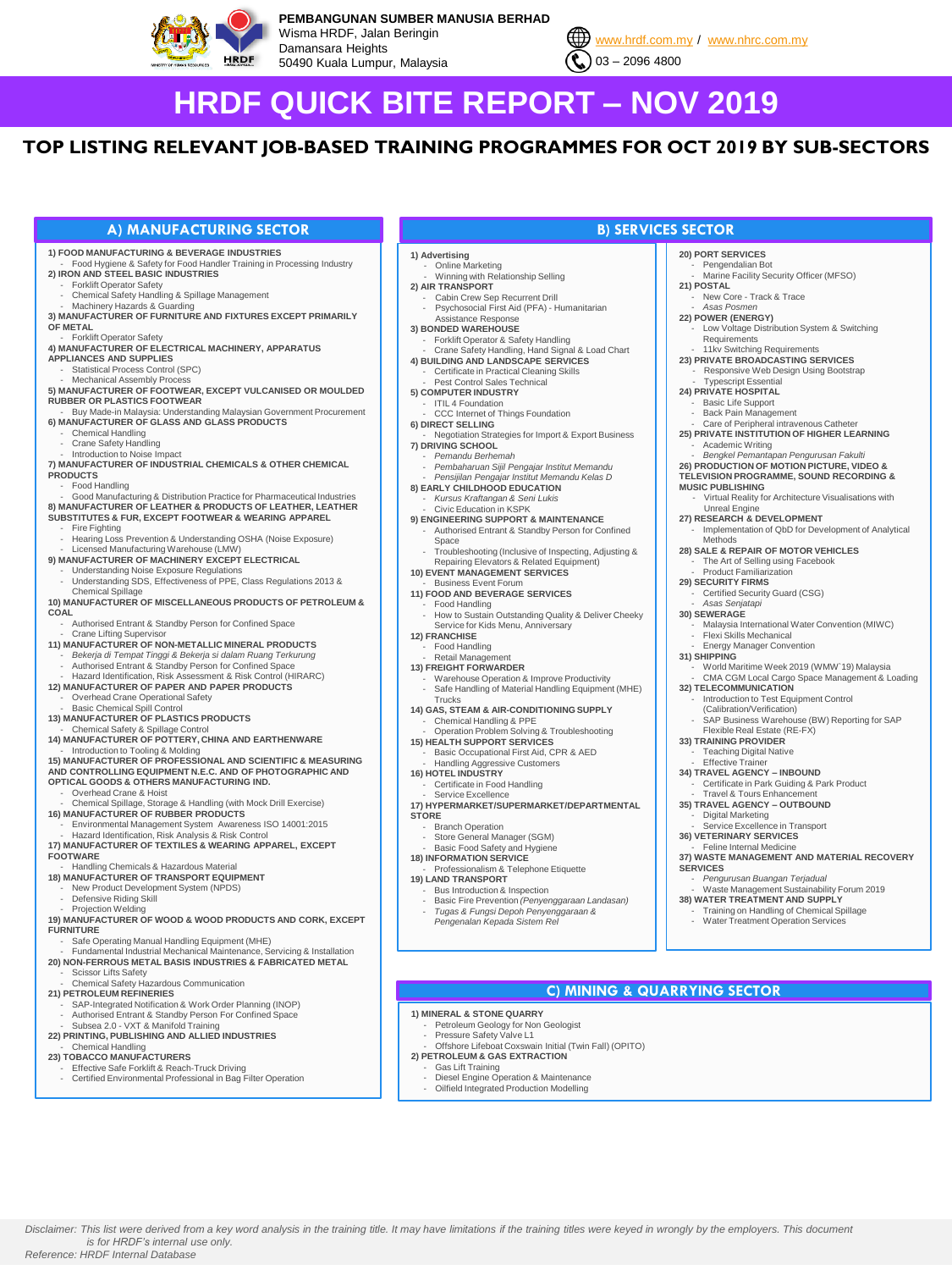PEMBANGUNAN SUMBER MANUSIA BERHAD
Wisma HRDF, Jalan Beringin
Damansara Heights
50490 Kuala Lumpur, Malaysia

www.hrdf.com.my / www.nhrc.com.my
03 – 2096 4800

# HRDF QUICK BITE REPORT – NOV 2019

## TOP LISTING RELEVANT JOB-BASED TRAINING PROGRAMMES FOR OCT 2019 BY SUB-SECTORS

### A) MANUFACTURING SECTOR

**1) FOOD MANUFACTURING & BEVERAGE INDUSTRIES**
- Food Hygiene & Safety for Food Handler Training in Processing Industry

**2) IRON AND STEEL BASIC INDUSTRIES**
- Forklift Operator Safety
- Chemical Safety Handling & Spillage Management
- Machinery Hazards & Guarding

**3) MANUFACTURER OF FURNITURE AND FIXTURES EXCEPT PRIMARILY OF METAL**
- Forklift Operator Safety

**4) MANUFACTURER OF ELECTRICAL MACHINERY, APPARATUS APPLIANCES AND SUPPLIES**
- Statistical Process Control (SPC)
- Mechanical Assembly Process

**5) MANUFACTURER OF FOOTWEAR, EXCEPT VULCANISED OR MOULDED RUBBER OR PLASTICS FOOTWEAR**
- Buy Made-in Malaysia: Understanding Malaysian Government Procurement

**6) MANUFACTURER OF GLASS AND GLASS PRODUCTS**
- Chemical Handling
- Crane Safety Handling
- Introduction to Noise Impact

**7) MANUFACTURER OF INDUSTRIAL CHEMICALS & OTHER CHEMICAL PRODUCTS**
- Food Handling
- Good Manufacturing & Distribution Practice for Pharmaceutical Industries

**8) MANUFACTURER OF LEATHER & PRODUCTS OF LEATHER, LEATHER SUBSTITUTES & FUR, EXCEPT FOOTWEAR & WEARING APPAREL**
- Fire Fighting
- Hearing Loss Prevention & Understanding OSHA (Noise Exposure)
- Licensed Manufacturing Warehouse (LMW)

**9) MANUFACTURER OF MACHINERY EXCEPT ELECTRICAL**
- Understanding Noise Exposure Regulations
- Understanding SDS, Effectiveness of PPE, Class Regulations 2013 & Chemical Spillage

**10) MANUFACTURER OF MISCELLANEOUS PRODUCTS OF PETROLEUM & COAL**
- Authorised Entrant & Standby Person for Confined Space
- Crane Lifting Supervisor

**11) MANUFACTURER OF NON-METALLIC MINERAL PRODUCTS**
- *Bekerja di Tempat Tinggi & Bekerja si dalam Ruang Terkurung*
- Authorised Entrant & Standby Person for Confined Space
- Hazard Identification, Risk Assessment & Risk Control (HIRARC)

**12) MANUFACTURER OF PAPER AND PAPER PRODUCTS**
- Overhead Crane Operational Safety
- Basic Chemical Spill Control

**13) MANUFACTURER OF PLASTICS PRODUCTS**
- Chemical Safety & Spillage Control

**14) MANUFACTURER OF POTTERY, CHINA AND EARTHENWARE**
- Introduction to Tooling & Molding

**15) MANUFACTURER OF PROFESSIONAL AND SCIENTIFIC & MEASURING AND CONTROLLING EQUIPMENT N.E.C. AND OF PHOTOGRAPHIC AND OPTICAL GOODS & OTHERS MANUFACTURING IND.**
- Overhead Crane & Hoist
- Chemical Spillage, Storage & Handling (with Mock Drill Exercise)

**16) MANUFACTURER OF RUBBER PRODUCTS**
- Environmental Management System Awareness ISO 14001:2015
- Hazard Identification, Risk Analysis & Risk Control

**17) MANUFACTURER OF TEXTILES & WEARING APPAREL, EXCEPT FOOTWARE**
- Handling Chemicals & Hazardous Material

**18) MANUFACTURER OF TRANSPORT EQUIPMENT**
- New Product Development System (NPDS)
- Defensive Riding Skill
- Projection Welding

**19) MANUFACTURER OF WOOD & WOOD PRODUCTS AND CORK, EXCEPT FURNITURE**
- Safe Operating Manual Handling Equipment (MHE)
- Fundamental Industrial Mechanical Maintenance, Servicing & Installation

**20) NON-FERROUS METAL BASIS INDUSTRIES & FABRICATED METAL**
- Scissor Lifts Safety
- Chemical Safety Hazardous Communication

**21) PETROLEUM REFINERIES**
- SAP-Integrated Notification & Work Order Planning (INOP)
- Authorised Entrant & Standby Person For Confined Space
- Subsea 2.0 - VXT & Manifold Training

**22) PRINTING, PUBLISHING AND ALLIED INDUSTRIES**
- Chemical Handling

**23) TOBACCO MANUFACTURERS**
- Effective Safe Forklift & Reach-Truck Driving
- Certified Environmental Professional in Bag Filter Operation

### B) SERVICES SECTOR

**1) Advertising**
- Online Marketing
- Winning with Relationship Selling

**2) AIR TRANSPORT**
- Cabin Crew Sep Recurrent Drill
- Psychosocial First Aid (PFA) - Humanitarian Assistance Response

**3) BONDED WAREHOUSE**
- Forklift Operator & Safety Handling
- Crane Safety Handling, Hand Signal & Load Chart

**4) BUILDING AND LANDSCAPE SERVICES**
- Certificate in Practical Cleaning Skills
- Pest Control Sales Technical

**5) COMPUTER INDUSTRY**
- ITIL 4 Foundation
- CCC Internet of Things Foundation

**6) DIRECT SELLING**
- Negotiation Strategies for Import & Export Business

**7) DRIVING SCHOOL**
- *Pemandu Berhemah*
- *Pembaharuan Sijil Pengajar Institut Memandu*
- *Pensijilan Pengajar Institut Memandu Kelas D*

**8) EARLY CHILDHOOD EDUCATION**
- *Kursus Kraftangan & Seni Lukis*
- Civic Education in KSPK

**9) ENGINEERING SUPPORT & MAINTENANCE**
- Authorised Entrant & Standby Person for Confined Space
- Troubleshooting (Inclusive of Inspecting, Adjusting & Repairing Elevators & Related Equipment)

**10) EVENT MANAGEMENT SERVICES**
- Business Event Forum

**11) FOOD AND BEVERAGE SERVICES**
- Food Handling
- How to Sustain Outstanding Quality & Deliver Cheeky Service for Kids Menu, Anniversary

**12) FRANCHISE**
- Food Handling
- Retail Management

**13) FREIGHT FORWARDER**
- Warehouse Operation & Improve Productivity
- Safe Handling of Material Handling Equipment (MHE) Trucks

**14) GAS, STEAM & AIR-CONDITIONING SUPPLY**
- Chemical Handling & PPE
- Operation Problem Solving & Troubleshooting

**15) HEALTH SUPPORT SERVICES**
- Basic Occupational First Aid, CPR & AED
- Handling Aggressive Customers

**16) HOTEL INDUSTRY**
- Certificate in Food Handling
- Service Excellence

**17) HYPERMARKET/SUPERMARKET/DEPARTMENTAL STORE**
- Branch Operation
- Store General Manager (SGM)
- Basic Food Safety and Hygiene

**18) INFORMATION SERVICE**
- Professionalism & Telephone Etiquette

**19) LAND TRANSPORT**
- Bus Introduction & Inspection
- Basic Fire Prevention (*Penyenggaraan Landasan)*
- *Tugas & Fungsi Depoh Penyenggaraan & Pengenalan Kepada Sistem Rel*

**20) PORT SERVICES**
- Pengendalian Bot
- Marine Facility Security Officer (MFSO)

**21) POSTAL**
- New Core - Track & Trace
- *Asas Posmen*

**22) POWER (ENERGY)**
- Low Voltage Distribution System & Switching Requirements
- 11kv Switching Requirements

**23) PRIVATE BROADCASTING SERVICES**
- Responsive Web Design Using Bootstrap
- Typescript Essential

**24) PRIVATE HOSPITAL**
- Basic Life Support
- Back Pain Management
- Care of Peripheral intravenous Catheter

**25) PRIVATE INSTITUTION OF HIGHER LEARNING**
- Academic Writing
- *Bengkel Pemantapan Pengurusan Fakulti*

**26) PRODUCTION OF MOTION PICTURE, VIDEO & TELEVISION PROGRAMME, SOUND RECORDING & MUSIC PUBLISHING**
- Virtual Reality for Architecture Visualisations with Unreal Engine

**27) RESEARCH & DEVELOPMENT**
- Implementation of QbD for Development of Analytical Methods

**28) SALE & REPAIR OF MOTOR VEHICLES**
- The Art of Selling using Facebook
- Product Familiarization

**29) SECURITY FIRMS**
- Certified Security Guard (CSG)
- *Asas Senjatapi*

**30) SEWERAGE**
- Malaysia International Water Convention (MIWC)
- Flexi Skills Mechanical
- Energy Manager Convention

**31) SHIPPING**
- World Maritime Week 2019 (WMW`19) Malaysia
- CMA CGM Local Cargo Space Management & Loading

**32) TELECOMMUNICATION**
- Introduction to Test Equipment Control (Calibration/Verification)
- SAP Business Warehouse (BW) Reporting for SAP Flexible Real Estate (RE-FX)

**33) TRAINING PROVIDER**
- Teaching Digital Native
- Effective Trainer

**34) TRAVEL AGENCY – INBOUND**
- Certificate in Park Guiding & Park Product
- Travel & Tours Enhancement

**35) TRAVEL AGENCY – OUTBOUND**
- Digital Marketing
- Service Excellence in Transport

**36) VETERINARY SERVICES**
- Feline Internal Medicine

**37) WASTE MANAGEMENT AND MATERIAL RECOVERY SERVICES**
- *Pengurusan Buangan Terjadual*
- Waste Management Sustainability Forum 2019

**38) WATER TREATMENT AND SUPPLY**
- Training on Handling of Chemical Spillage
- Water Treatment Operation Services

### C) MINING & QUARRYING SECTOR

**1) MINERAL & STONE QUARRY**
- Petroleum Geology for Non Geologist
- Pressure Safety Valve L1
- Offshore Lifeboat Coxswain Initial (Twin Fall) (OPITO)

**2) PETROLEUM & GAS EXTRACTION**
- Gas Lift Training
- Diesel Engine Operation & Maintenance
- Oilfield Integrated Production Modelling

*Disclaimer: This list were derived from a key word analysis in the training title. It may have limitations if the training titles were keyed in wrongly by the employers. This document is for HRDF's internal use only.*
*Reference: HRDF Internal Database*